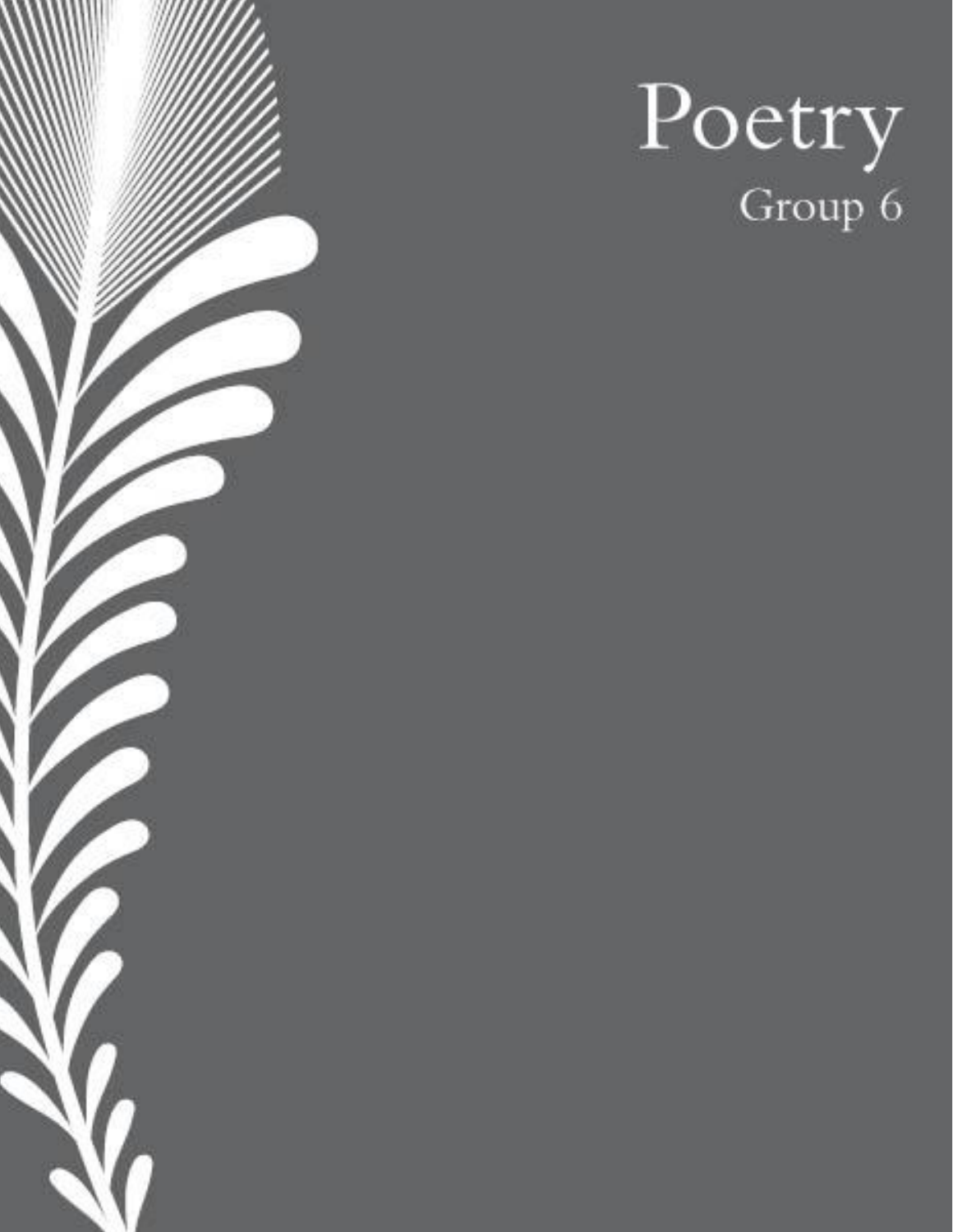# Poetry

Group 6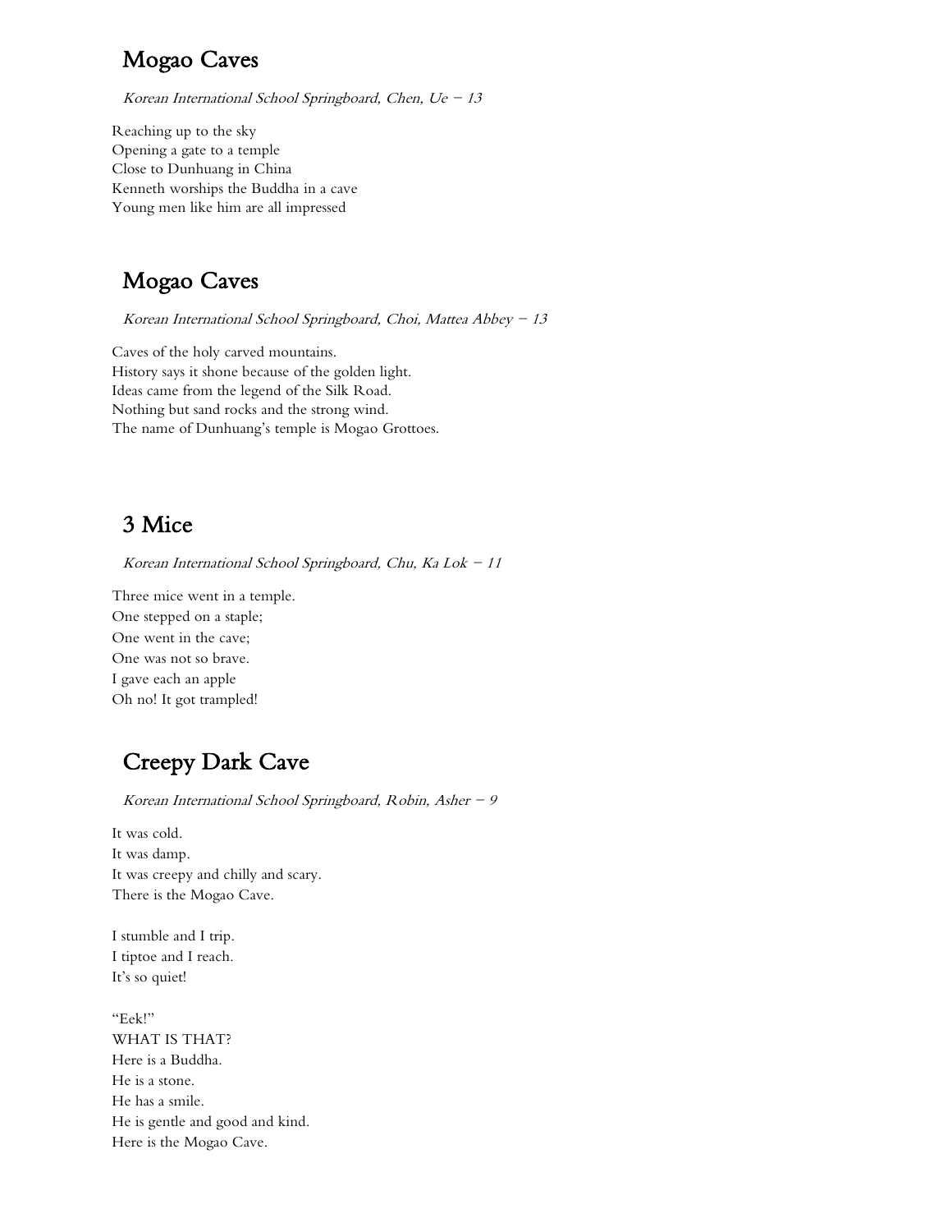## Mogao Caves

*Korean International School Springboard, Chen, Ue – 13*

Reaching up to the sky  
Opening a gate to a temple  
Close to Dunhuang in China  
Kenneth worships the Buddha in a cave  
Young men like him are all impressed

## Mogao Caves

*Korean International School Springboard, Choi, Mattea Abbey – 13*

Caves of the holy carved mountains.  
History says it shone because of the golden light.  
Ideas came from the legend of the Silk Road.  
Nothing but sand rocks and the strong wind.  
The name of Dunhuang's temple is Mogao Grottoes.

## 3 Mice

*Korean International School Springboard, Chu, Ka Lok – 11*

Three mice went in a temple.  
One stepped on a staple;  
One went in the cave;  
One was not so brave.  
I gave each an apple  
Oh no! It got trampled!

## Creepy Dark Cave

*Korean International School Springboard, Robin, Asher – 9*

It was cold.  
It was damp.  
It was creepy and chilly and scary.  
There is the Mogao Cave.

I stumble and I trip.  
I tiptoe and I reach.  
It's so quiet!

"Eek!"  
WHAT IS THAT?  
Here is a Buddha.  
He is a stone.  
He has a smile.  
He is gentle and good and kind.  
Here is the Mogao Cave.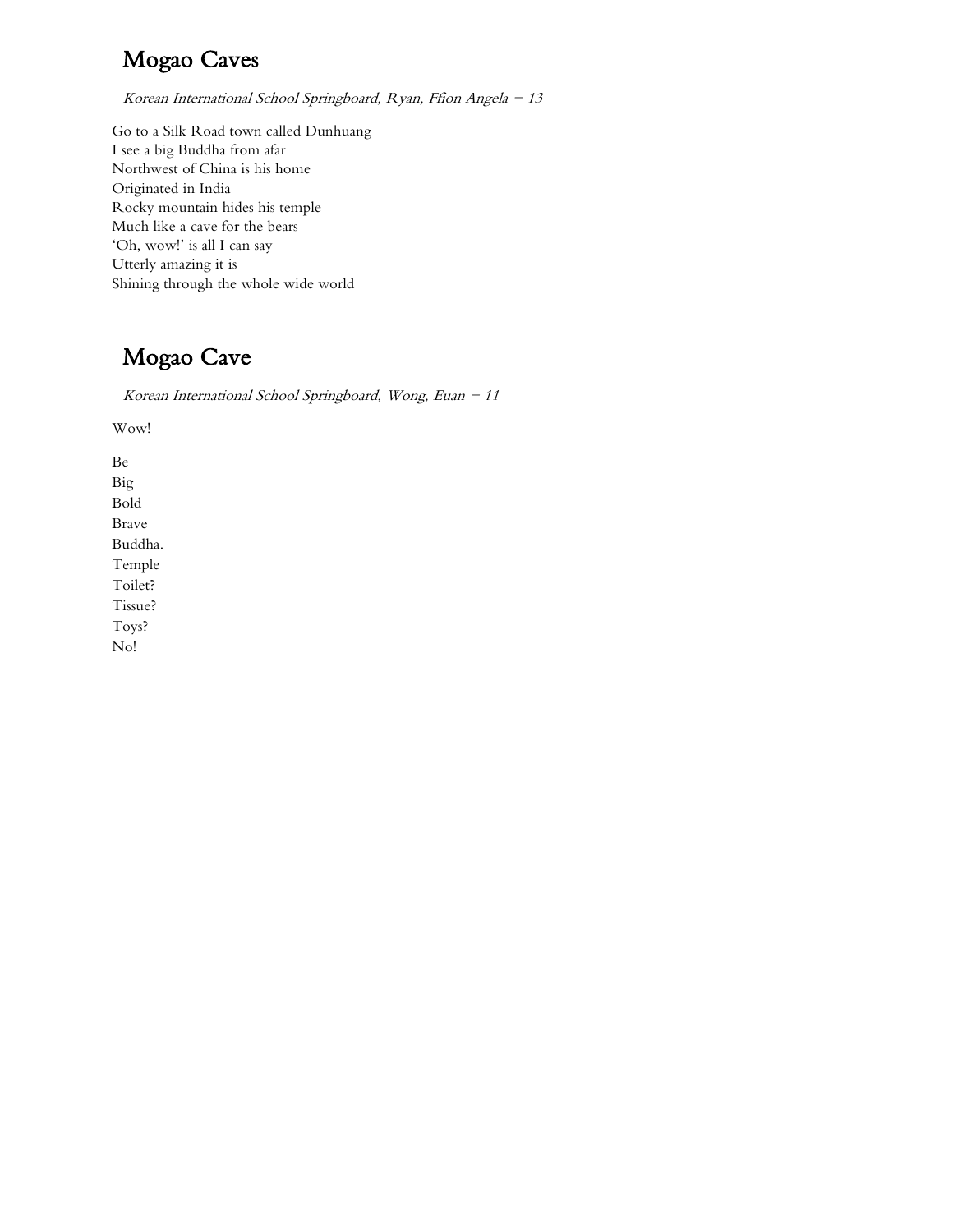## Mogao Caves

*Korean International School Springboard, Ryan, Ffion Angela – 13*

Go to a Silk Road town called Dunhuang  
I see a big Buddha from afar  
Northwest of China is his home  
Originated in India  
Rocky mountain hides his temple  
Much like a cave for the bears  
'Oh, wow!' is all I can say  
Utterly amazing it is  
Shining through the whole wide world

## Mogao Cave

*Korean International School Springboard, Wong, Euan – 11*

Wow!

Be  
Big  
Bold  
Brave  
Buddha.  
Temple  
Toilet?  
Tissue?  
Toys?  
No!